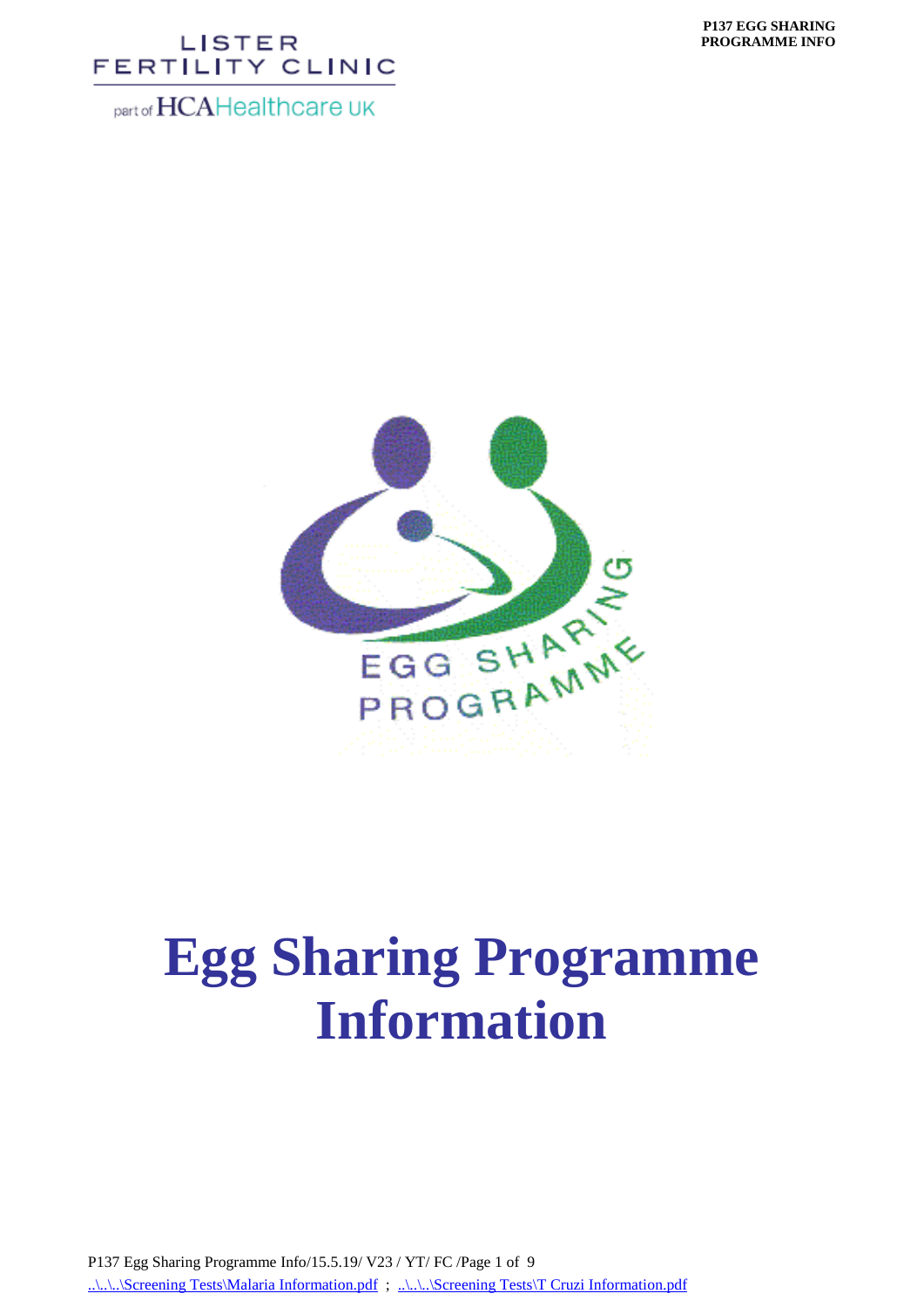LISTER FERTILITY CLINIC

part of HCA Healthcare UK

EGG SHARING PROGRAMME

# Egg Sharing Programme Information

..\..\..\Screening Tests\Malaria Information.pdf ; ..\..\..\Screening Tests\T Cruzi Information.pdf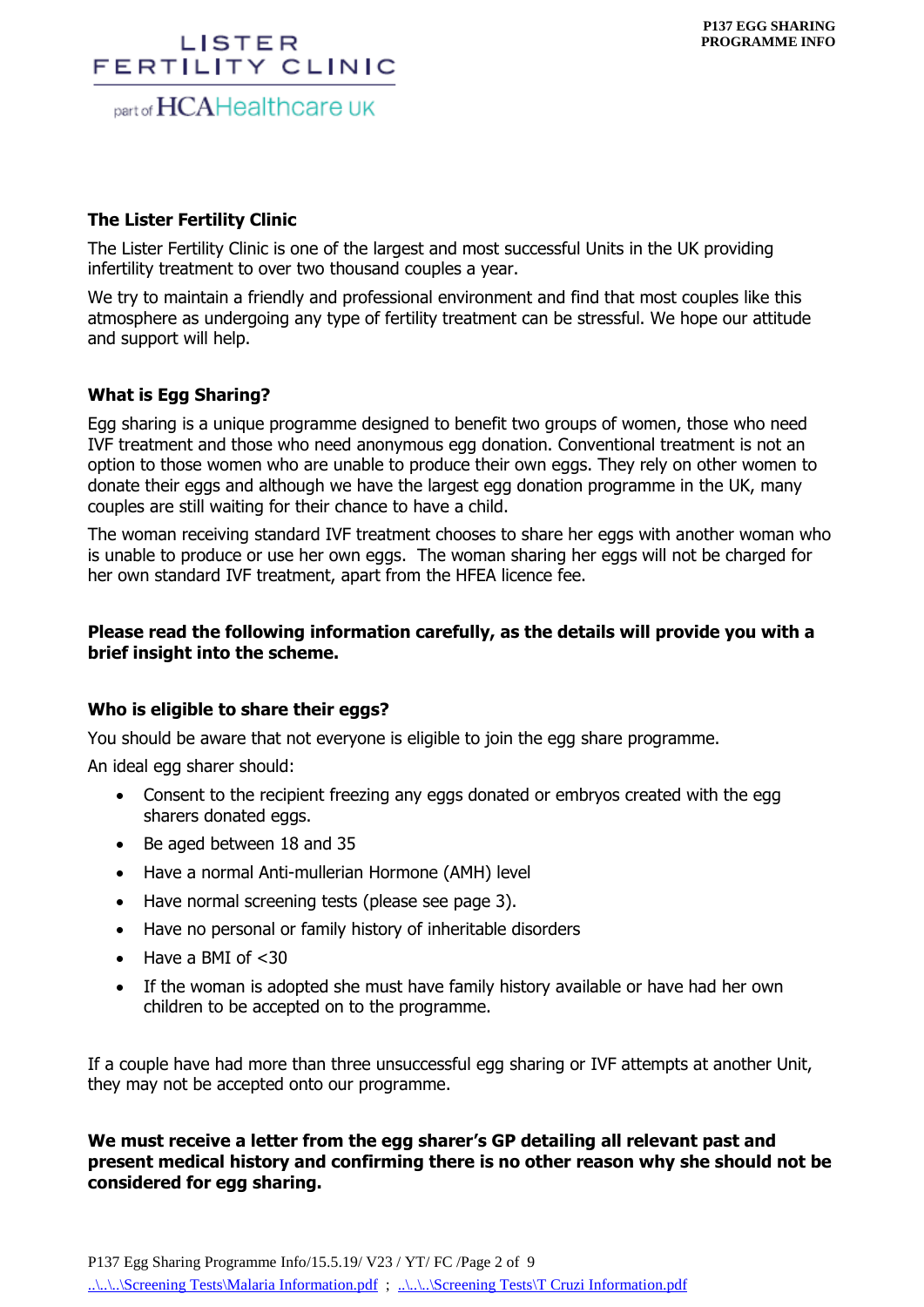## The Lister Fertility Clinic

The Lister Fertility Clinic is one of the largest and most successful Units in the UK providing infertility treatment to over two thousand couples a year.

We try to maintain a friendly and professional environment and find that most couples like this atmosphere as undergoing any type of fertility treatment can be stressful. We hope our attitude and support will help.

## What is Egg Sharing?

Egg sharing is a unique programme designed to benefit two groups of women, those who need IVF treatment and those who need anonymous egg donation. Conventional treatment is not an option to those women who are unable to produce their own eggs. They rely on other women to donate their eggs and although we have the largest egg donation programme in the UK, many couples are still waiting for their chance to have a child.

The woman receiving standard IVF treatment chooses to share her eggs with another woman who is unable to produce or use her own eggs. The woman sharing her eggs will not be charged for her own standard IVF treatment, apart from the HFEA licence fee.

**Please read the following information carefully, as the details will provide you with a brief insight into the scheme.**

## Who is eligible to share their eggs?

You should be aware that not everyone is eligible to join the egg share programme.

An ideal egg sharer should:

- Consent to the recipient freezing any eggs donated or embryos created with the egg sharers donated eggs.
- Be aged between 18 and 35
- Have a normal Anti-mullerian Hormone (AMH) level
- Have normal screening tests (please see page 3).
- Have no personal or family history of inheritable disorders
- Have a BMI of <30
- If the woman is adopted she must have family history available or have had her own children to be accepted on to the programme.

If a couple have had more than three unsuccessful egg sharing or IVF attempts at another Unit, they may not be accepted onto our programme.

**We must receive a letter from the egg sharer's GP detailing all relevant past and present medical history and confirming there is no other reason why she should not be considered for egg sharing.**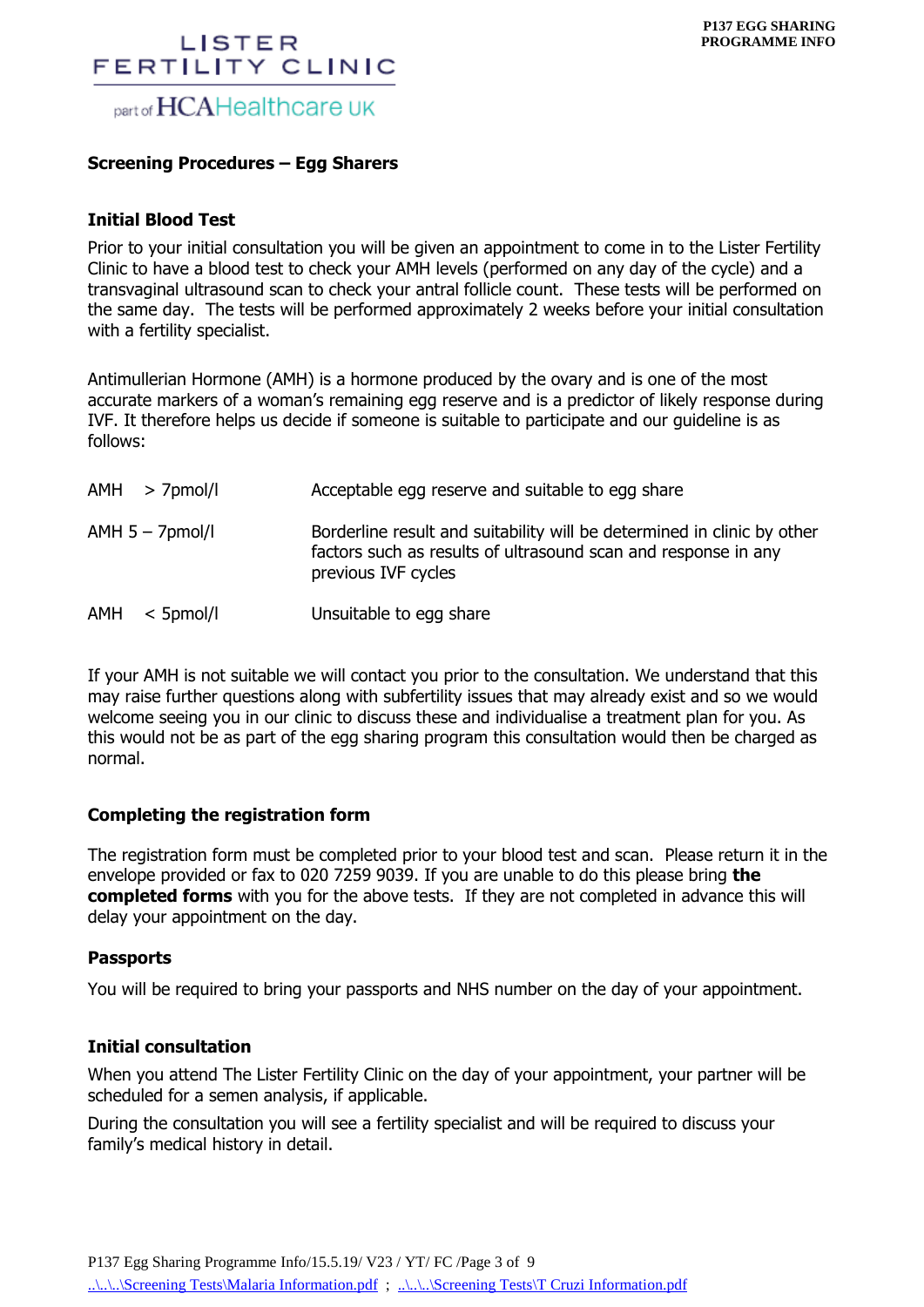## Screening Procedures – Egg Sharers

### Initial Blood Test

Prior to your initial consultation you will be given an appointment to come in to the Lister Fertility Clinic to have a blood test to check your AMH levels (performed on any day of the cycle) and a transvaginal ultrasound scan to check your antral follicle count. These tests will be performed on the same day. The tests will be performed approximately 2 weeks before your initial consultation with a fertility specialist.

Antimullerian Hormone (AMH) is a hormone produced by the ovary and is one of the most accurate markers of a woman's remaining egg reserve and is a predictor of likely response during IVF. It therefore helps us decide if someone is suitable to participate and our guideline is as follows:

| | |
|---|---|
| AMH > 7pmol/l | Acceptable egg reserve and suitable to egg share |
| AMH 5 – 7pmol/l | Borderline result and suitability will be determined in clinic by other factors such as results of ultrasound scan and response in any previous IVF cycles |
| AMH < 5pmol/l | Unsuitable to egg share |

If your AMH is not suitable we will contact you prior to the consultation. We understand that this may raise further questions along with subfertility issues that may already exist and so we would welcome seeing you in our clinic to discuss these and individualise a treatment plan for you. As this would not be as part of the egg sharing program this consultation would then be charged as normal.

### Completing the registration form

The registration form must be completed prior to your blood test and scan. Please return it in the envelope provided or fax to 020 7259 9039. If you are unable to do this please bring **the completed forms** with you for the above tests. If they are not completed in advance this will delay your appointment on the day.

### Passports

You will be required to bring your passports and NHS number on the day of your appointment.

### Initial consultation

When you attend The Lister Fertility Clinic on the day of your appointment, your partner will be scheduled for a semen analysis, if applicable.

During the consultation you will see a fertility specialist and will be required to discuss your family's medical history in detail.

..\..\..\Screening Tests\Malaria Information.pdf ; ..\..\..\Screening Tests\T Cruzi Information.pdf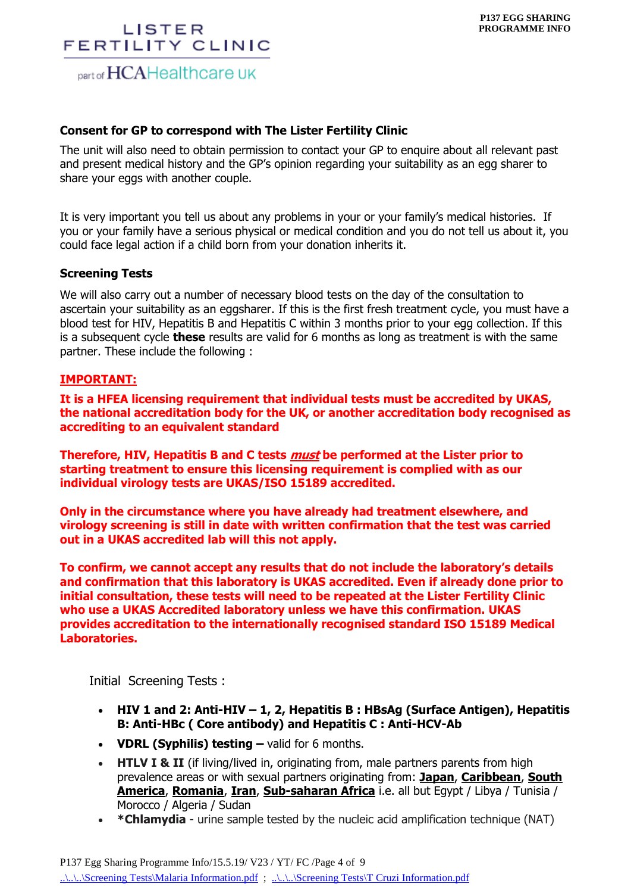### Consent for GP to correspond with The Lister Fertility Clinic

The unit will also need to obtain permission to contact your GP to enquire about all relevant past and present medical history and the GP's opinion regarding your suitability as an egg sharer to share your eggs with another couple.

It is very important you tell us about any problems in your or your family's medical histories. If you or your family have a serious physical or medical condition and you do not tell us about it, you could face legal action if a child born from your donation inherits it.

### Screening Tests

We will also carry out a number of necessary blood tests on the day of the consultation to ascertain your suitability as an eggsharer. If this is the first fresh treatment cycle, you must have a blood test for HIV, Hepatitis B and Hepatitis C within 3 months prior to your egg collection. If this is a subsequent cycle **these** results are valid for 6 months as long as treatment is with the same partner. These include the following :

**IMPORTANT:**

**It is a HFEA licensing requirement that individual tests must be accredited by UKAS, the national accreditation body for the UK, or another accreditation body recognised as accrediting to an equivalent standard**

**Therefore, HIV, Hepatitis B and C tests *must* be performed at the Lister prior to starting treatment to ensure this licensing requirement is complied with as our individual virology tests are UKAS/ISO 15189 accredited.**

**Only in the circumstance where you have already had treatment elsewhere, and virology screening is still in date with written confirmation that the test was carried out in a UKAS accredited lab will this not apply.**

**To confirm, we cannot accept any results that do not include the laboratory's details and confirmation that this laboratory is UKAS accredited. Even if already done prior to initial consultation, these tests will need to be repeated at the Lister Fertility Clinic who use a UKAS Accredited laboratory unless we have this confirmation. UKAS provides accreditation to the internationally recognised standard ISO 15189 Medical Laboratories.**

Initial Screening Tests :

- **HIV 1 and 2: Anti-HIV – 1, 2, Hepatitis B : HBsAg (Surface Antigen), Hepatitis B: Anti-HBc ( Core antibody) and Hepatitis C : Anti-HCV-Ab**
- **VDRL (Syphilis) testing –** valid for 6 months.
- **HTLV I & II** (if living/lived in, originating from, male partners parents from high prevalence areas or with sexual partners originating from: **Japan**, **Caribbean**, **South America**, **Romania**, **Iran**, **Sub-saharan Africa** i.e. all but Egypt / Libya / Tunisia / Morocco / Algeria / Sudan
- ***Chlamydia** - urine sample tested by the nucleic acid amplification technique (NAT)

..\..\..\Screening Tests\Malaria Information.pdf ; ..\..\..\Screening Tests\T Cruzi Information.pdf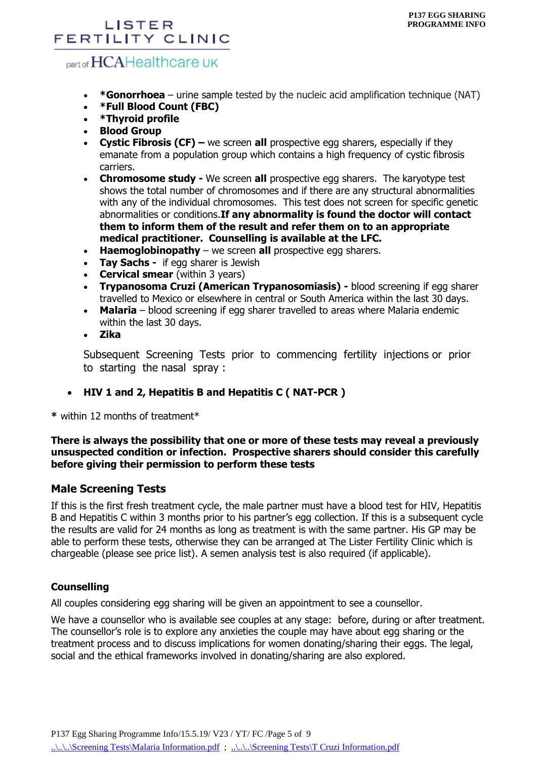- ***Gonorrhoea** – urine sample tested by the nucleic acid amplification technique (NAT)
- ***Full Blood Count (FBC)**
- ***Thyroid profile**
- **Blood Group**
- **Cystic Fibrosis (CF) –** we screen **all** prospective egg sharers, especially if they emanate from a population group which contains a high frequency of cystic fibrosis carriers.
- **Chromosome study -** We screen **all** prospective egg sharers. The karyotype test shows the total number of chromosomes and if there are any structural abnormalities with any of the individual chromosomes. This test does not screen for specific genetic abnormalities or conditions.**If any abnormality is found the doctor will contact them to inform them of the result and refer them on to an appropriate medical practitioner. Counselling is available at the LFC.**
- **Haemoglobinopathy** – we screen **all** prospective egg sharers.
- **Tay Sachs -** if egg sharer is Jewish
- **Cervical smear** (within 3 years)
- **Trypanosoma Cruzi (American Trypanosomiasis) -** blood screening if egg sharer travelled to Mexico or elsewhere in central or South America within the last 30 days.
- **Malaria** – blood screening if egg sharer travelled to areas where Malaria endemic within the last 30 days.
- **Zika**

Subsequent Screening Tests prior to commencing fertility injections or prior to starting the nasal spray :

- **HIV 1 and 2, Hepatitis B and Hepatitis C ( NAT-PCR )**

**\*** within 12 months of treatment*

**There is always the possibility that one or more of these tests may reveal a previously unsuspected condition or infection. Prospective sharers should consider this carefully before giving their permission to perform these tests**

## Male Screening Tests

If this is the first fresh treatment cycle, the male partner must have a blood test for HIV, Hepatitis B and Hepatitis C within 3 months prior to his partner's egg collection. If this is a subsequent cycle the results are valid for 24 months as long as treatment is with the same partner. His GP may be able to perform these tests, otherwise they can be arranged at The Lister Fertility Clinic which is chargeable (please see price list). A semen analysis test is also required (if applicable).

### Counselling

All couples considering egg sharing will be given an appointment to see a counsellor.

We have a counsellor who is available see couples at any stage: before, during or after treatment. The counsellor's role is to explore any anxieties the couple may have about egg sharing or the treatment process and to discuss implications for women donating/sharing their eggs. The legal, social and the ethical frameworks involved in donating/sharing are also explored.

..\..\..\Screening Tests\Malaria Information.pdf ; ..\..\..\Screening Tests\T Cruzi Information.pdf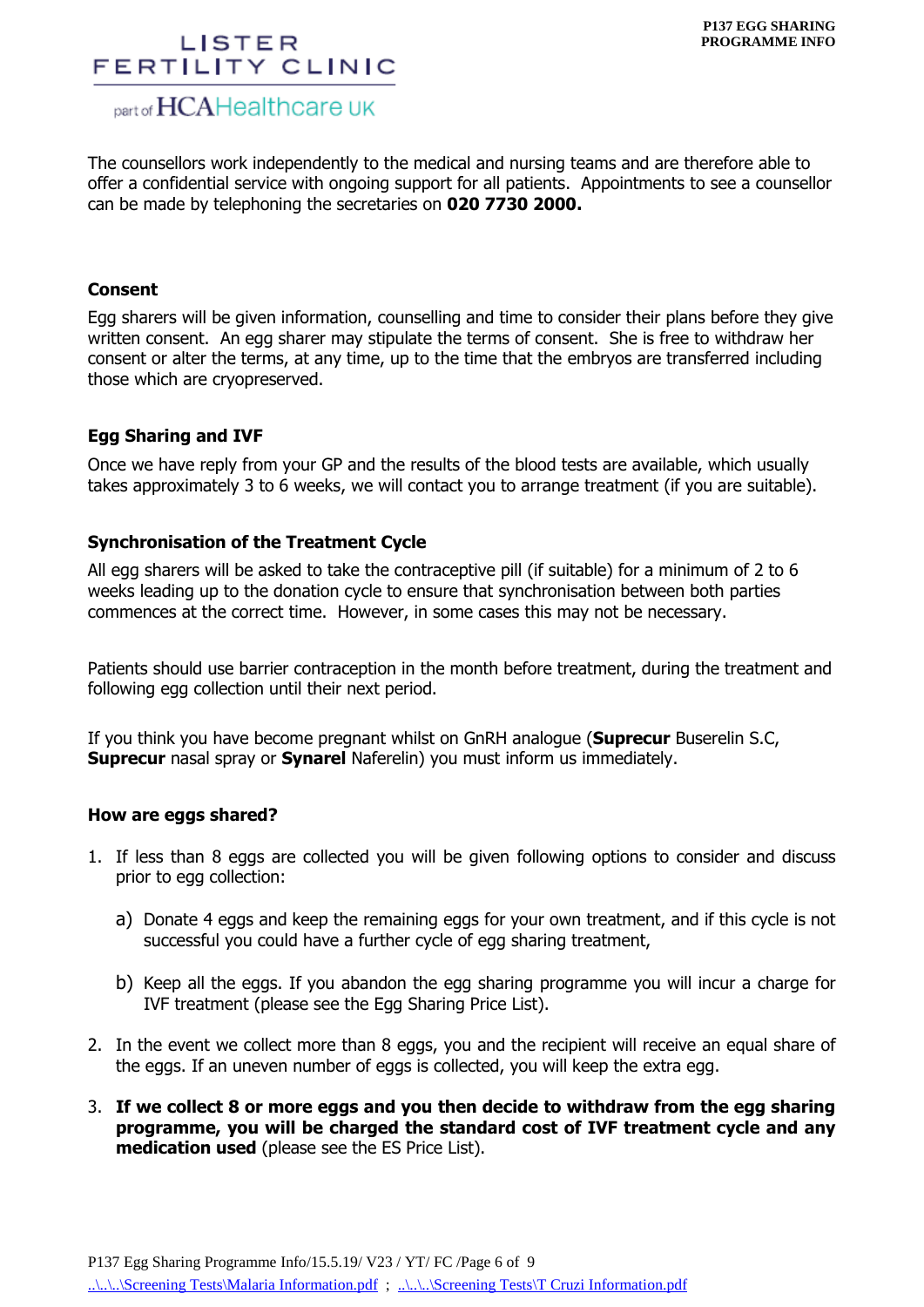The counsellors work independently to the medical and nursing teams and are therefore able to offer a confidential service with ongoing support for all patients. Appointments to see a counsellor can be made by telephoning the secretaries on **020 7730 2000.**

### Consent

Egg sharers will be given information, counselling and time to consider their plans before they give written consent. An egg sharer may stipulate the terms of consent. She is free to withdraw her consent or alter the terms, at any time, up to the time that the embryos are transferred including those which are cryopreserved.

### Egg Sharing and IVF

Once we have reply from your GP and the results of the blood tests are available, which usually takes approximately 3 to 6 weeks, we will contact you to arrange treatment (if you are suitable).

### Synchronisation of the Treatment Cycle

All egg sharers will be asked to take the contraceptive pill (if suitable) for a minimum of 2 to 6 weeks leading up to the donation cycle to ensure that synchronisation between both parties commences at the correct time. However, in some cases this may not be necessary.

Patients should use barrier contraception in the month before treatment, during the treatment and following egg collection until their next period.

If you think you have become pregnant whilst on GnRH analogue (**Suprecur** Buserelin S.C, **Suprecur** nasal spray or **Synarel** Naferelin) you must inform us immediately.

### How are eggs shared?

1. If less than 8 eggs are collected you will be given following options to consider and discuss prior to egg collection:

   a) Donate 4 eggs and keep the remaining eggs for your own treatment, and if this cycle is not successful you could have a further cycle of egg sharing treatment,

   b) Keep all the eggs. If you abandon the egg sharing programme you will incur a charge for IVF treatment (please see the Egg Sharing Price List).

2. In the event we collect more than 8 eggs, you and the recipient will receive an equal share of the eggs. If an uneven number of eggs is collected, you will keep the extra egg.

3. **If we collect 8 or more eggs and you then decide to withdraw from the egg sharing programme, you will be charged the standard cost of IVF treatment cycle and any medication used** (please see the ES Price List).

..\..\..\Screening Tests\Malaria Information.pdf ; ..\..\..\Screening Tests\T Cruzi Information.pdf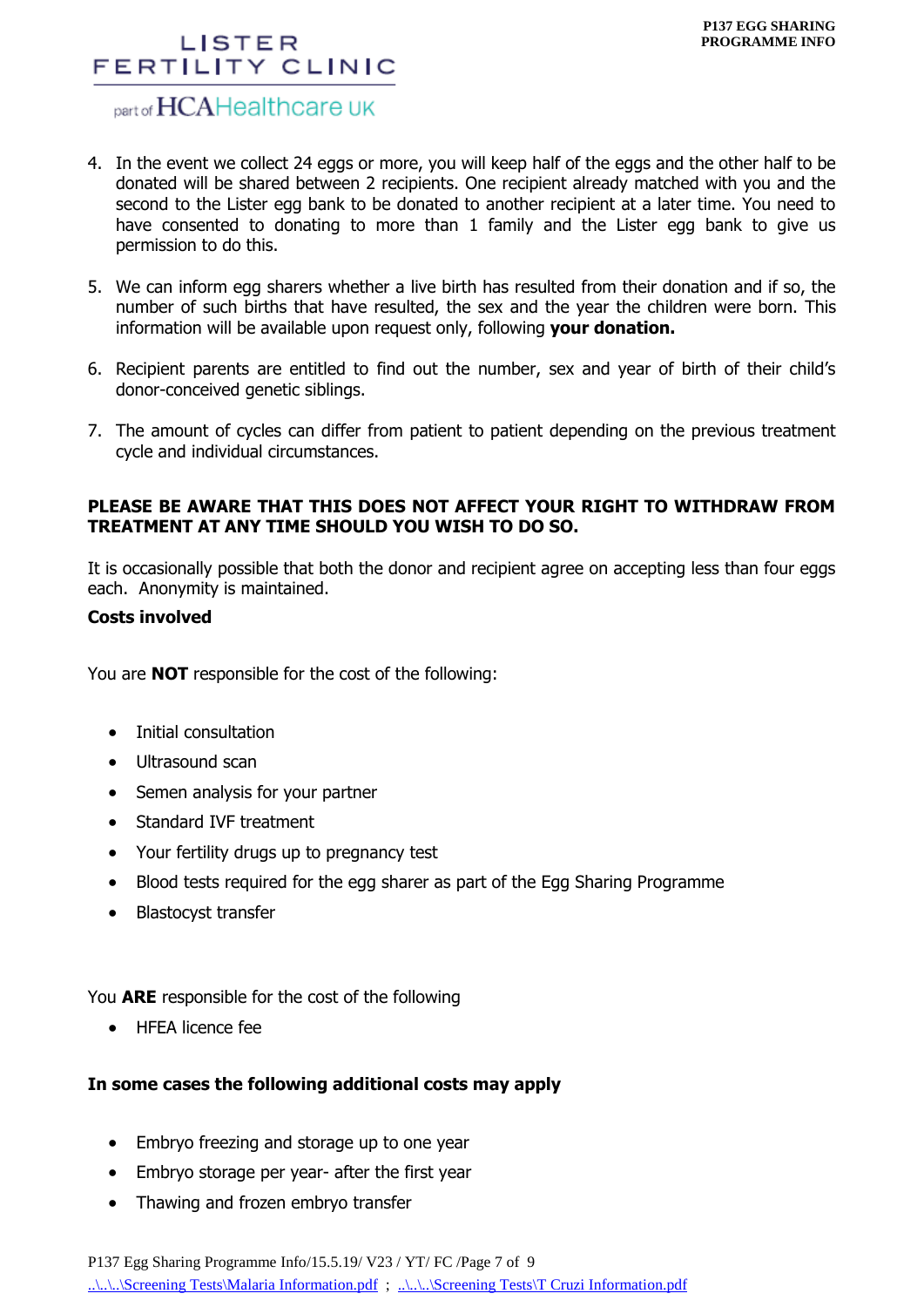4. In the event we collect 24 eggs or more, you will keep half of the eggs and the other half to be donated will be shared between 2 recipients. One recipient already matched with you and the second to the Lister egg bank to be donated to another recipient at a later time. You need to have consented to donating to more than 1 family and the Lister egg bank to give us permission to do this.

5. We can inform egg sharers whether a live birth has resulted from their donation and if so, the number of such births that have resulted, the sex and the year the children were born. This information will be available upon request only, following **your donation.**

6. Recipient parents are entitled to find out the number, sex and year of birth of their child's donor-conceived genetic siblings.

7. The amount of cycles can differ from patient to patient depending on the previous treatment cycle and individual circumstances.

**PLEASE BE AWARE THAT THIS DOES NOT AFFECT YOUR RIGHT TO WITHDRAW FROM TREATMENT AT ANY TIME SHOULD YOU WISH TO DO SO.**

It is occasionally possible that both the donor and recipient agree on accepting less than four eggs each. Anonymity is maintained.

**Costs involved**

You are **NOT** responsible for the cost of the following:

- Initial consultation
- Ultrasound scan
- Semen analysis for your partner
- Standard IVF treatment
- Your fertility drugs up to pregnancy test
- Blood tests required for the egg sharer as part of the Egg Sharing Programme
- Blastocyst transfer

You **ARE** responsible for the cost of the following

- HFEA licence fee

**In some cases the following additional costs may apply**

- Embryo freezing and storage up to one year
- Embryo storage per year- after the first year
- Thawing and frozen embryo transfer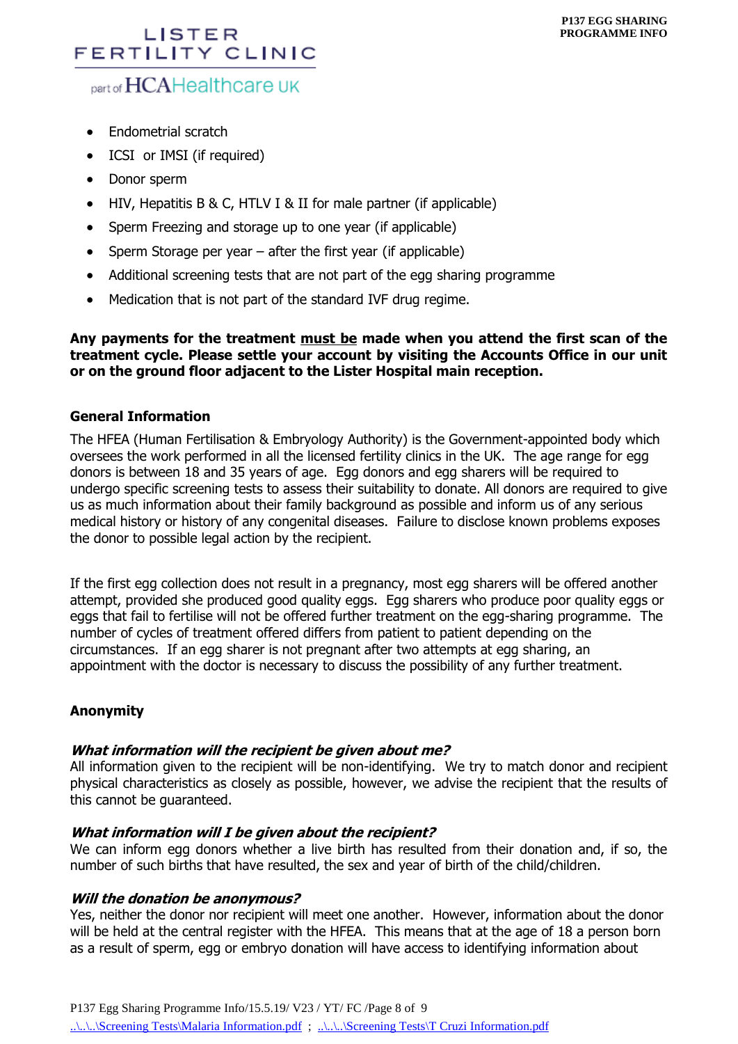- Endometrial scratch
- ICSI or IMSI (if required)
- Donor sperm
- HIV, Hepatitis B & C, HTLV I & II for male partner (if applicable)
- Sperm Freezing and storage up to one year (if applicable)
- Sperm Storage per year – after the first year (if applicable)
- Additional screening tests that are not part of the egg sharing programme
- Medication that is not part of the standard IVF drug regime.

**Any payments for the treatment <u>must be</u> made when you attend the first scan of the treatment cycle. Please settle your account by visiting the Accounts Office in our unit or on the ground floor adjacent to the Lister Hospital main reception.**

## General Information

The HFEA (Human Fertilisation & Embryology Authority) is the Government-appointed body which oversees the work performed in all the licensed fertility clinics in the UK. The age range for egg donors is between 18 and 35 years of age. Egg donors and egg sharers will be required to undergo specific screening tests to assess their suitability to donate. All donors are required to give us as much information about their family background as possible and inform us of any serious medical history or history of any congenital diseases. Failure to disclose known problems exposes the donor to possible legal action by the recipient.

If the first egg collection does not result in a pregnancy, most egg sharers will be offered another attempt, provided she produced good quality eggs. Egg sharers who produce poor quality eggs or eggs that fail to fertilise will not be offered further treatment on the egg-sharing programme. The number of cycles of treatment offered differs from patient to patient depending on the circumstances. If an egg sharer is not pregnant after two attempts at egg sharing, an appointment with the doctor is necessary to discuss the possibility of any further treatment.

## Anonymity

### *What information will the recipient be given about me?*

All information given to the recipient will be non-identifying. We try to match donor and recipient physical characteristics as closely as possible, however, we advise the recipient that the results of this cannot be guaranteed.

### *What information will I be given about the recipient?*

We can inform egg donors whether a live birth has resulted from their donation and, if so, the number of such births that have resulted, the sex and year of birth of the child/children.

### *Will the donation be anonymous?*

Yes, neither the donor nor recipient will meet one another. However, information about the donor will be held at the central register with the HFEA. This means that at the age of 18 a person born as a result of sperm, egg or embryo donation will have access to identifying information about

[..\..\..\Screening Tests\Malaria Information.pdf](..\..\..\Screening Tests\Malaria Information.pdf) ; [..\..\..\Screening Tests\T Cruzi Information.pdf](..\..\..\Screening Tests\T Cruzi Information.pdf)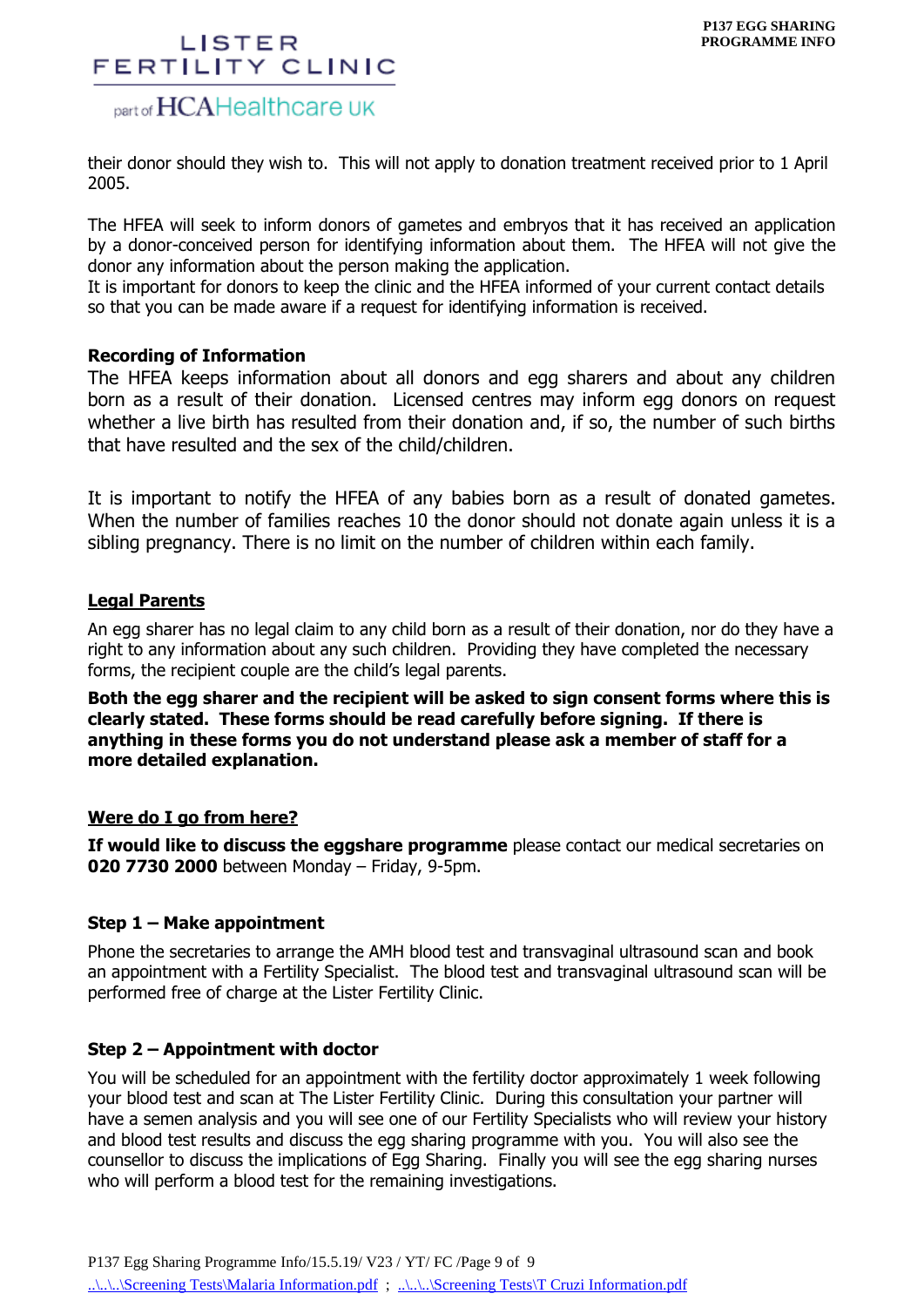their donor should they wish to. This will not apply to donation treatment received prior to 1 April 2005.

The HFEA will seek to inform donors of gametes and embryos that it has received an application by a donor-conceived person for identifying information about them. The HFEA will not give the donor any information about the person making the application.
It is important for donors to keep the clinic and the HFEA informed of your current contact details so that you can be made aware if a request for identifying information is received.

**Recording of Information**

The HFEA keeps information about all donors and egg sharers and about any children born as a result of their donation. Licensed centres may inform egg donors on request whether a live birth has resulted from their donation and, if so, the number of such births that have resulted and the sex of the child/children.

It is important to notify the HFEA of any babies born as a result of donated gametes. When the number of families reaches 10 the donor should not donate again unless it is a sibling pregnancy. There is no limit on the number of children within each family.

**Legal Parents**

An egg sharer has no legal claim to any child born as a result of their donation, nor do they have a right to any information about any such children. Providing they have completed the necessary forms, the recipient couple are the child's legal parents.

**Both the egg sharer and the recipient will be asked to sign consent forms where this is clearly stated. These forms should be read carefully before signing. If there is anything in these forms you do not understand please ask a member of staff for a more detailed explanation.**

**Were do I go from here?**

**If would like to discuss the eggshare programme** please contact our medical secretaries on **020 7730 2000** between Monday – Friday, 9-5pm.

**Step 1 – Make appointment**

Phone the secretaries to arrange the AMH blood test and transvaginal ultrasound scan and book an appointment with a Fertility Specialist. The blood test and transvaginal ultrasound scan will be performed free of charge at the Lister Fertility Clinic.

**Step 2 – Appointment with doctor**

You will be scheduled for an appointment with the fertility doctor approximately 1 week following your blood test and scan at The Lister Fertility Clinic. During this consultation your partner will have a semen analysis and you will see one of our Fertility Specialists who will review your history and blood test results and discuss the egg sharing programme with you. You will also see the counsellor to discuss the implications of Egg Sharing. Finally you will see the egg sharing nurses who will perform a blood test for the remaining investigations.

..\..\..\Screening Tests\Malaria Information.pdf ; ..\..\..\Screening Tests\T Cruzi Information.pdf